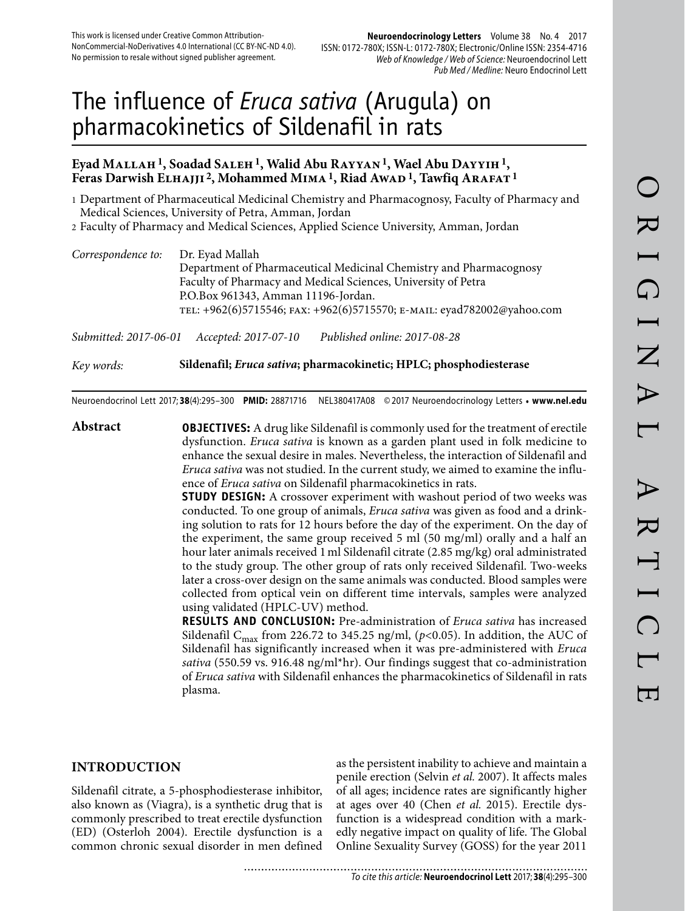This work is licensed under Creative Common Attribution-NonCommercial-NoDerivatives 4.0 International (CC BY-NC-ND 4.0). No permission to resale without signed publisher agreement.

# The influence of *Eruca sativa* (Arugula) on pharmacokinetics of Sildenafil in rats

**Eyad Mallah [1], Soadad Saleh [1], Walid Abu Rayyan [1], Wael Abu Dayyih [1], Feras Darwish Elhajji [2], Mohammed Mima [1], Riad Awad [1], Tawfiq Arafat [1]**

1 Department of Pharmaceutical Medicinal Chemistry and Pharmacognosy, Faculty of Pharmacy and Medical Sciences, University of Petra, Amman, Jordan
2 Faculty of Pharmacy and Medical Sciences, Applied Science University, Amman, Jordan

*Correspondence to:* Dr. Eyad Mallah
Department of Pharmaceutical Medicinal Chemistry and Pharmacognosy
Faculty of Pharmacy and Medical Sciences, University of Petra
P.O.Box 961343, Amman 11196-Jordan.
TEL: +962(6)5715546; FAX: +962(6)5715570; E-MAIL: eyad782002@yahoo.com

*Submitted: 2017-06-01* *Accepted: 2017-07-10* *Published online: 2017-08-28*

*Key words:* **Sildenafil; *Eruca sativa*; pharmacokinetic; HPLC; phosphodiesterase**

Neuroendocrinol Lett 2017; **38**(4):295–300 **PMID:** 28871716 NEL380417A08 © 2017 Neuroendocrinology Letters • **www.nel.edu**

## Abstract

**OBJECTIVES:** A drug like Sildenafil is commonly used for the treatment of erectile dysfunction. *Eruca sativa* is known as a garden plant used in folk medicine to enhance the sexual desire in males. Nevertheless, the interaction of Sildenafil and *Eruca sativa* was not studied. In the current study, we aimed to examine the influence of *Eruca sativa* on Sildenafil pharmacokinetics in rats.

**STUDY DESIGN:** A crossover experiment with washout period of two weeks was conducted. To one group of animals, *Eruca sativa* was given as food and a drinking solution to rats for 12 hours before the day of the experiment. On the day of the experiment, the same group received 5 ml (50 mg/ml) orally and a half an hour later animals received 1 ml Sildenafil citrate (2.85 mg/kg) oral administrated to the study group. The other group of rats only received Sildenafil. Two-weeks later a cross-over design on the same animals was conducted. Blood samples were collected from optical vein on different time intervals, samples were analyzed using validated (HPLC-UV) method.

**RESULTS AND CONCLUSION:** Pre-administration of *Eruca sativa* has increased Sildenafil $C_{max}$ from 226.72 to 345.25 ng/ml, ($p$<0.05). In addition, the AUC of Sildenafil has significantly increased when it was pre-administered with *Eruca sativa* (550.59 vs. 916.48 ng/ml*hr). Our findings suggest that co-administration of *Eruca sativa* with Sildenafil enhances the pharmacokinetics of Sildenafil in rats plasma.

## INTRODUCTION

Sildenafil citrate, a 5-phosphodiesterase inhibitor, also known as (Viagra), is a synthetic drug that is commonly prescribed to treat erectile dysfunction (ED) (Osterloh 2004). Erectile dysfunction is a common chronic sexual disorder in men defined as the persistent inability to achieve and maintain a penile erection (Selvin *et al.* 2007). It affects males of all ages; incidence rates are significantly higher at ages over 40 (Chen *et al.* 2015). Erectile dysfunction is a widespread condition with a markedly negative impact on quality of life. The Global Online Sexuality Survey (GOSS) for the year 2011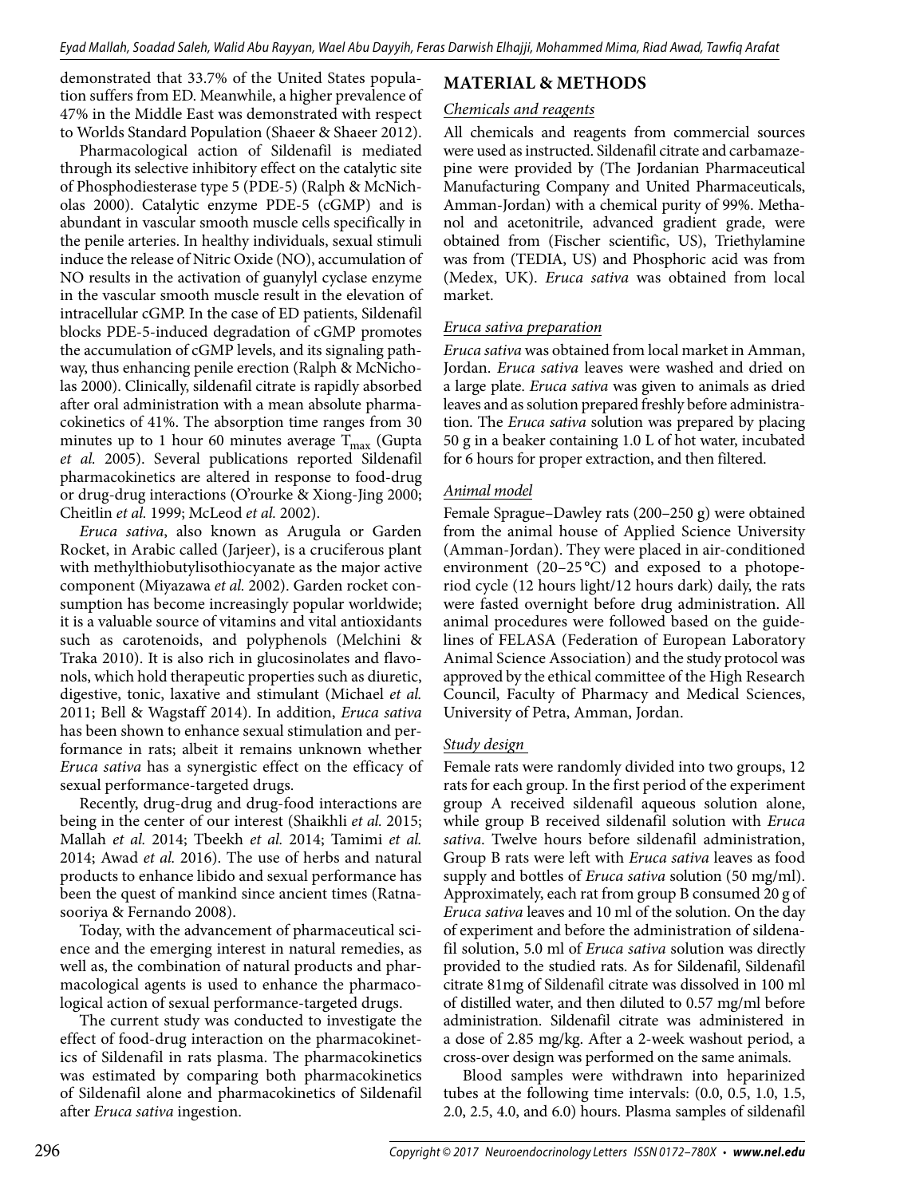demonstrated that 33.7% of the United States population suffers from ED. Meanwhile, a higher prevalence of 47% in the Middle East was demonstrated with respect to Worlds Standard Population (Shaeer & Shaeer 2012).

Pharmacological action of Sildenafil is mediated through its selective inhibitory effect on the catalytic site of Phosphodiesterase type 5 (PDE-5) (Ralph & McNicholas 2000). Catalytic enzyme PDE-5 (cGMP) and is abundant in vascular smooth muscle cells specifically in the penile arteries. In healthy individuals, sexual stimuli induce the release of Nitric Oxide (NO), accumulation of NO results in the activation of guanylyl cyclase enzyme in the vascular smooth muscle result in the elevation of intracellular cGMP. In the case of ED patients, Sildenafil blocks PDE-5-induced degradation of cGMP promotes the accumulation of cGMP levels, and its signaling pathway, thus enhancing penile erection (Ralph & McNicholas 2000). Clinically, sildenafil citrate is rapidly absorbed after oral administration with a mean absolute pharmacokinetics of 41%. The absorption time ranges from 30 minutes up to 1 hour 60 minutes average $T_{max}$ (Gupta *et al.* 2005). Several publications reported Sildenafil pharmacokinetics are altered in response to food-drug or drug-drug interactions (O'rourke & Xiong-Jing 2000; Cheitlin *et al.* 1999; McLeod *et al.* 2002).

*Eruca sativa*, also known as Arugula or Garden Rocket, in Arabic called (Jarjeer), is a cruciferous plant with methylthiobutylisothiocyanate as the major active component (Miyazawa *et al.* 2002). Garden rocket consumption has become increasingly popular worldwide; it is a valuable source of vitamins and vital antioxidants such as carotenoids, and polyphenols (Melchini & Traka 2010). It is also rich in glucosinolates and flavonols, which hold therapeutic properties such as diuretic, digestive, tonic, laxative and stimulant (Michael *et al.* 2011; Bell & Wagstaff 2014). In addition, *Eruca sativa* has been shown to enhance sexual stimulation and performance in rats; albeit it remains unknown whether *Eruca sativa* has a synergistic effect on the efficacy of sexual performance-targeted drugs.

Recently, drug-drug and drug-food interactions are being in the center of our interest (Shaikhli *et al.* 2015; Mallah *et al.* 2014; Tbeekh *et al.* 2014; Tamimi *et al.* 2014; Awad *et al.* 2016). The use of herbs and natural products to enhance libido and sexual performance has been the quest of mankind since ancient times (Ratnasooriya & Fernando 2008).

Today, with the advancement of pharmaceutical science and the emerging interest in natural remedies, as well as, the combination of natural products and pharmacological agents is used to enhance the pharmacological action of sexual performance-targeted drugs.

The current study was conducted to investigate the effect of food-drug interaction on the pharmacokinetics of Sildenafil in rats plasma. The pharmacokinetics was estimated by comparing both pharmacokinetics of Sildenafil alone and pharmacokinetics of Sildenafil after *Eruca sativa* ingestion.

## MATERIAL & METHODS

### Chemicals and reagents

All chemicals and reagents from commercial sources were used as instructed. Sildenafil citrate and carbamazepine were provided by (The Jordanian Pharmaceutical Manufacturing Company and United Pharmaceuticals, Amman-Jordan) with a chemical purity of 99%. Methanol and acetonitrile, advanced gradient grade, were obtained from (Fischer scientific, US), Triethylamine was from (TEDIA, US) and Phosphoric acid was from (Medex, UK). *Eruca sativa* was obtained from local market.

### Eruca sativa preparation

*Eruca sativa* was obtained from local market in Amman, Jordan. *Eruca sativa* leaves were washed and dried on a large plate. *Eruca sativa* was given to animals as dried leaves and as solution prepared freshly before administration. The *Eruca sativa* solution was prepared by placing 50 g in a beaker containing 1.0 L of hot water, incubated for 6 hours for proper extraction, and then filtered.

### Animal model

Female Sprague–Dawley rats (200–250 g) were obtained from the animal house of Applied Science University (Amman-Jordan). They were placed in air-conditioned environment (20–25 °C) and exposed to a photoperiod cycle (12 hours light/12 hours dark) daily, the rats were fasted overnight before drug administration. All animal procedures were followed based on the guidelines of FELASA (Federation of European Laboratory Animal Science Association) and the study protocol was approved by the ethical committee of the High Research Council, Faculty of Pharmacy and Medical Sciences, University of Petra, Amman, Jordan.

### Study design

Female rats were randomly divided into two groups, 12 rats for each group. In the first period of the experiment group A received sildenafil aqueous solution alone, while group B received sildenafil solution with *Eruca sativa*. Twelve hours before sildenafil administration, Group B rats were left with *Eruca sativa* leaves as food supply and bottles of *Eruca sativa* solution (50 mg/ml). Approximately, each rat from group B consumed 20 g of *Eruca sativa* leaves and 10 ml of the solution. On the day of experiment and before the administration of sildenafil solution, 5.0 ml of *Eruca sativa* solution was directly provided to the studied rats. As for Sildenafil, Sildenafil citrate 81mg of Sildenafil citrate was dissolved in 100 ml of distilled water, and then diluted to 0.57 mg/ml before administration. Sildenafil citrate was administered in a dose of 2.85 mg/kg. After a 2-week washout period, a cross-over design was performed on the same animals.

Blood samples were withdrawn into heparinized tubes at the following time intervals: (0.0, 0.5, 1.0, 1.5, 2.0, 2.5, 4.0, and 6.0) hours. Plasma samples of sildenafil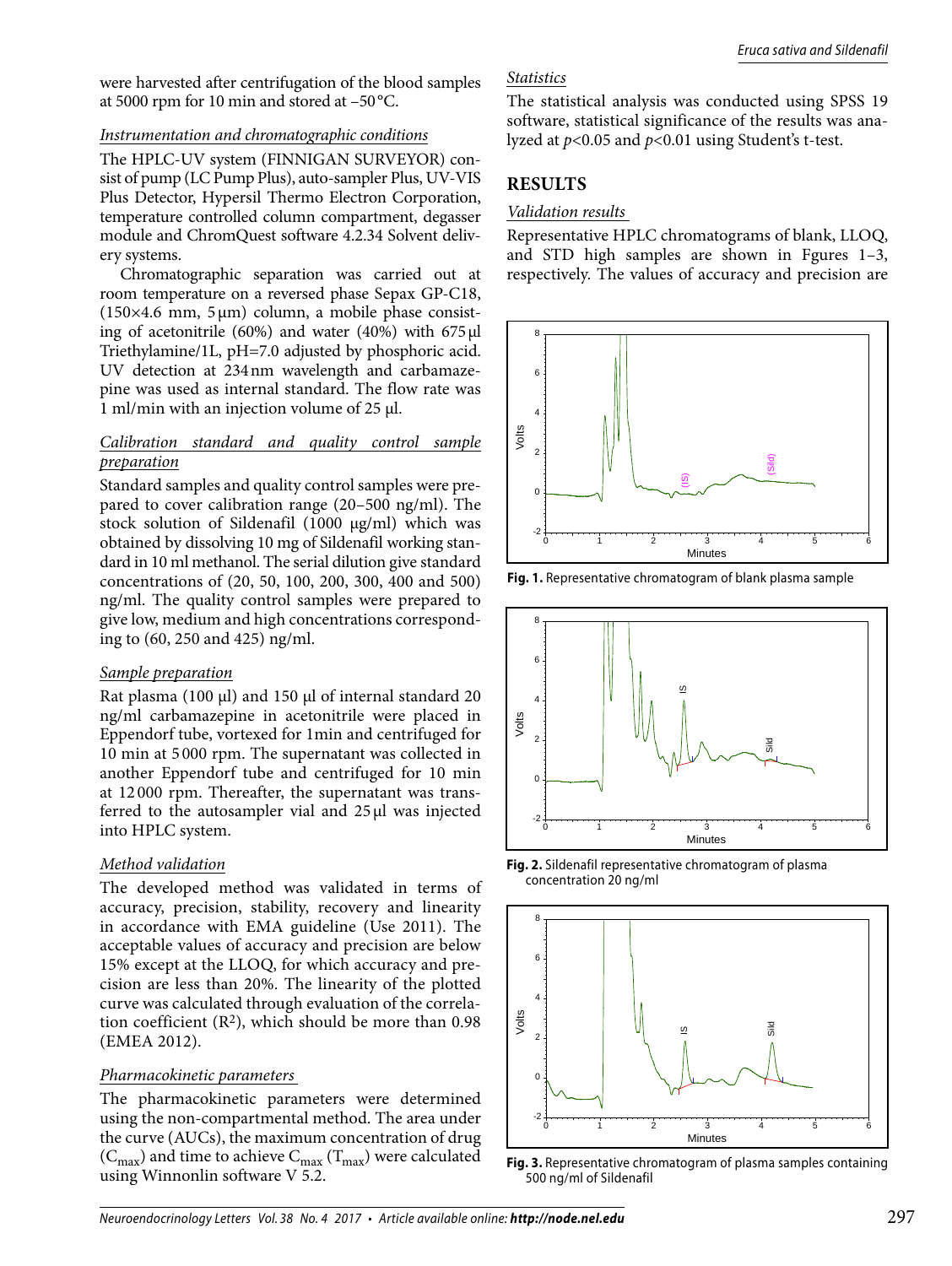were harvested after centrifugation of the blood samples at 5000 rpm for 10 min and stored at −50 °C.

*Instrumentation and chromatographic conditions*

The HPLC-UV system (FINNIGAN SURVEYOR) consist of pump (LC Pump Plus), auto-sampler Plus, UV-VIS Plus Detector, Hypersil Thermo Electron Corporation, temperature controlled column compartment, degasser module and ChromQuest software 4.2.34 Solvent delivery systems.

Chromatographic separation was carried out at room temperature on a reversed phase Sepax GP-C18, (150×4.6 mm, 5 μm) column, a mobile phase consisting of acetonitrile (60%) and water (40%) with 675 μl Triethylamine/1L, pH=7.0 adjusted by phosphoric acid. UV detection at 234 nm wavelength and carbamazepine was used as internal standard. The flow rate was 1 ml/min with an injection volume of 25 μl.

*Calibration standard and quality control sample preparation*

Standard samples and quality control samples were prepared to cover calibration range (20–500 ng/ml). The stock solution of Sildenafil (1000 μg/ml) which was obtained by dissolving 10 mg of Sildenafil working standard in 10 ml methanol. The serial dilution give standard concentrations of (20, 50, 100, 200, 300, 400 and 500) ng/ml. The quality control samples were prepared to give low, medium and high concentrations corresponding to (60, 250 and 425) ng/ml.

*Sample preparation*

Rat plasma (100 μl) and 150 μl of internal standard 20 ng/ml carbamazepine in acetonitrile were placed in Eppendorf tube, vortexed for 1min and centrifuged for 10 min at 5 000 rpm. The supernatant was collected in another Eppendorf tube and centrifuged for 10 min at 12 000 rpm. Thereafter, the supernatant was transferred to the autosampler vial and 25 μl was injected into HPLC system.

*Method validation*

The developed method was validated in terms of accuracy, precision, stability, recovery and linearity in accordance with EMA guideline (Use 2011). The acceptable values of accuracy and precision are below 15% except at the LLOQ, for which accuracy and precision are less than 20%. The linearity of the plotted curve was calculated through evaluation of the correlation coefficient ($R^2$), which should be more than 0.98 (EMEA 2012).

*Pharmacokinetic parameters*

The pharmacokinetic parameters were determined using the non-compartmental method. The area under the curve (AUCs), the maximum concentration of drug ($C_{max}$) and time to achieve $C_{max}$ ($T_{max}$) were calculated using Winnonlin software V 5.2.

*Statistics*

The statistical analysis was conducted using SPSS 19 software, statistical significance of the results was analyzed at $p$<0.05 and $p$<0.01 using Student's t-test.

## RESULTS

*Validation results*

Representative HPLC chromatograms of blank, LLOQ, and STD high samples are shown in Fgures 1–3, respectively. The values of accuracy and precision are

**Fig. 1.** Representative chromatogram of blank plasma sample

**Fig. 2.** Sildenafil representative chromatogram of plasma concentration 20 ng/ml

**Fig. 3.** Representative chromatogram of plasma samples containing 500 ng/ml of Sildenafil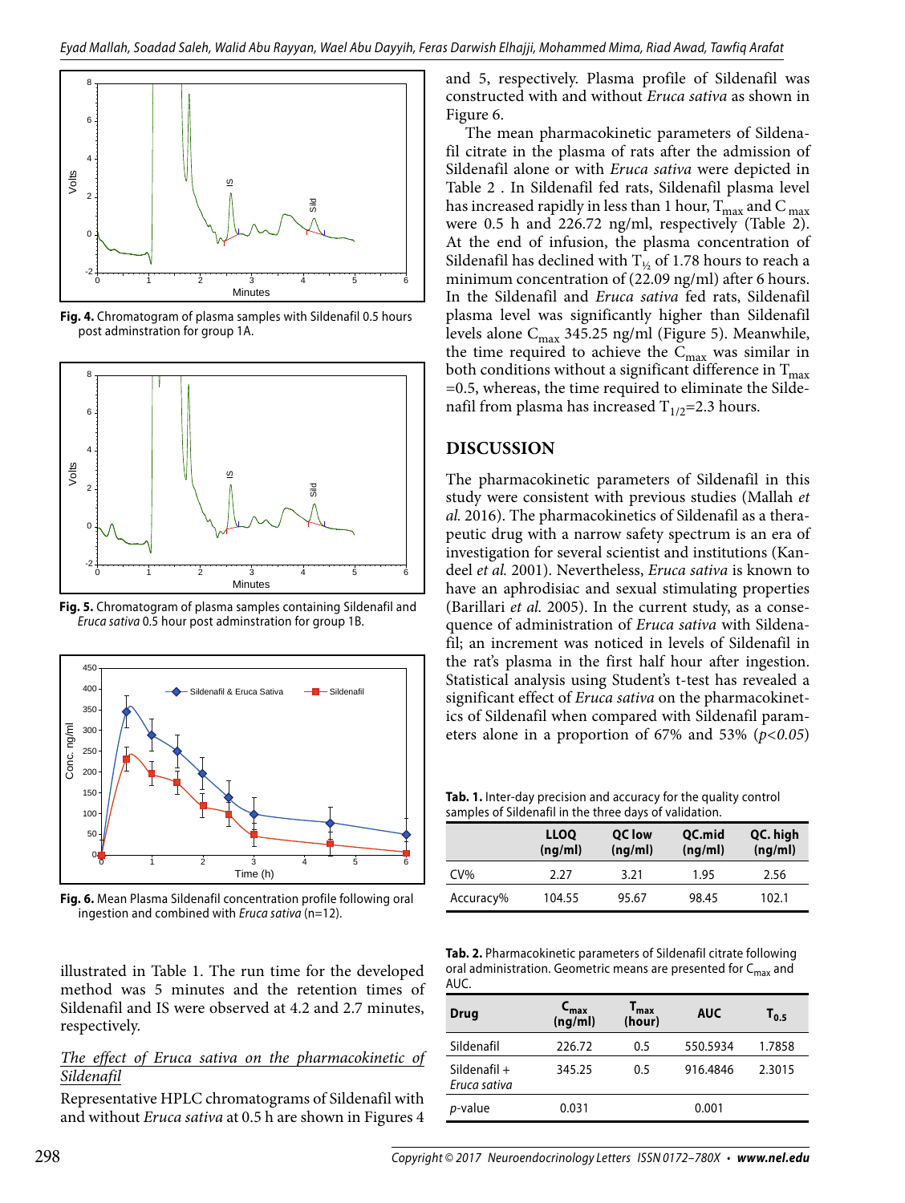Fig. 4. Chromatogram of plasma samples with Sildenafil 0.5 hours post adminstration for group 1A.

Fig. 5. Chromatogram of plasma samples containing Sildenafil and *Eruca sativa* 0.5 hour post adminstration for group 1B.

Fig. 6. Mean Plasma Sildenafil concentration profile following oral ingestion and combined with *Eruca sativa* (n=12).

illustrated in Table 1. The run time for the developed method was 5 minutes and the retention times of Sildenafil and IS were observed at 4.2 and 2.7 minutes, respectively.

*The effect of Eruca sativa on the pharmacokinetic of Sildenafil*

Representative HPLC chromatograms of Sildenafil with and without *Eruca sativa* at 0.5 h are shown in Figures 4 and 5, respectively. Plasma profile of Sildenafil was constructed with and without *Eruca sativa* as shown in Figure 6.

The mean pharmacokinetic parameters of Sildenafil citrate in the plasma of rats after the admission of Sildenafil alone or with *Eruca sativa* were depicted in Table 2 . In Sildenafil fed rats, Sildenafil plasma level has increased rapidly in less than 1 hour, $T_{max}$ and $C_{max}$ were 0.5 h and 226.72 ng/ml, respectively (Table 2). At the end of infusion, the plasma concentration of Sildenafil has declined with $T_{½}$ of 1.78 hours to reach a minimum concentration of (22.09 ng/ml) after 6 hours. In the Sildenafil and *Eruca sativa* fed rats, Sildenafil plasma level was significantly higher than Sildenafil levels alone $C_{max}$ 345.25 ng/ml (Figure 5). Meanwhile, the time required to achieve the $C_{max}$ was similar in both conditions without a significant difference in $T_{max}$ =0.5, whereas, the time required to eliminate the Sildenafil from plasma has increased $T_{1/2}$=2.3 hours.

## DISCUSSION

The pharmacokinetic parameters of Sildenafil in this study were consistent with previous studies (Mallah *et al.* 2016). The pharmacokinetics of Sildenafil as a therapeutic drug with a narrow safety spectrum is an era of investigation for several scientist and institutions (Kandeel *et al.* 2001). Nevertheless, *Eruca sativa* is known to have an aphrodisiac and sexual stimulating properties (Barillari *et al.* 2005). In the current study, as a consequence of administration of *Eruca sativa* with Sildenafil; an increment was noticed in levels of Sildenafil in the rat's plasma in the first half hour after ingestion. Statistical analysis using Student's t-test has revealed a significant effect of *Eruca sativa* on the pharmacokinetics of Sildenafil when compared with Sildenafil parameters alone in a proportion of 67% and 53% ($p<0.05$)

Tab. 1. Inter-day precision and accuracy for the quality control samples of Sildenafil in the three days of validation.

| | LLOQ (ng/ml) | QC low (ng/ml) | QC.mid (ng/ml) | QC. high (ng/ml) |
|---|---|---|---|---|
| CV% | 2.27 | 3.21 | 1.95 | 2.56 |
| Accuracy% | 104.55 | 95.67 | 98.45 | 102.1 |

Tab. 2. Pharmacokinetic parameters of Sildenafil citrate following oral administration. Geometric means are presented for $C_{max}$ and AUC.

| Drug | $C_{max}$ (ng/ml) | $T_{max}$ (hour) | AUC | $T_{0.5}$ |
|---|---|---|---|---|
| Sildenafil | 226.72 | 0.5 | 550.5934 | 1.7858 |
| Sildenafil + *Eruca sativa* | 345.25 | 0.5 | 916.4846 | 2.3015 |
| *p*-value | 0.031 | | 0.001 | |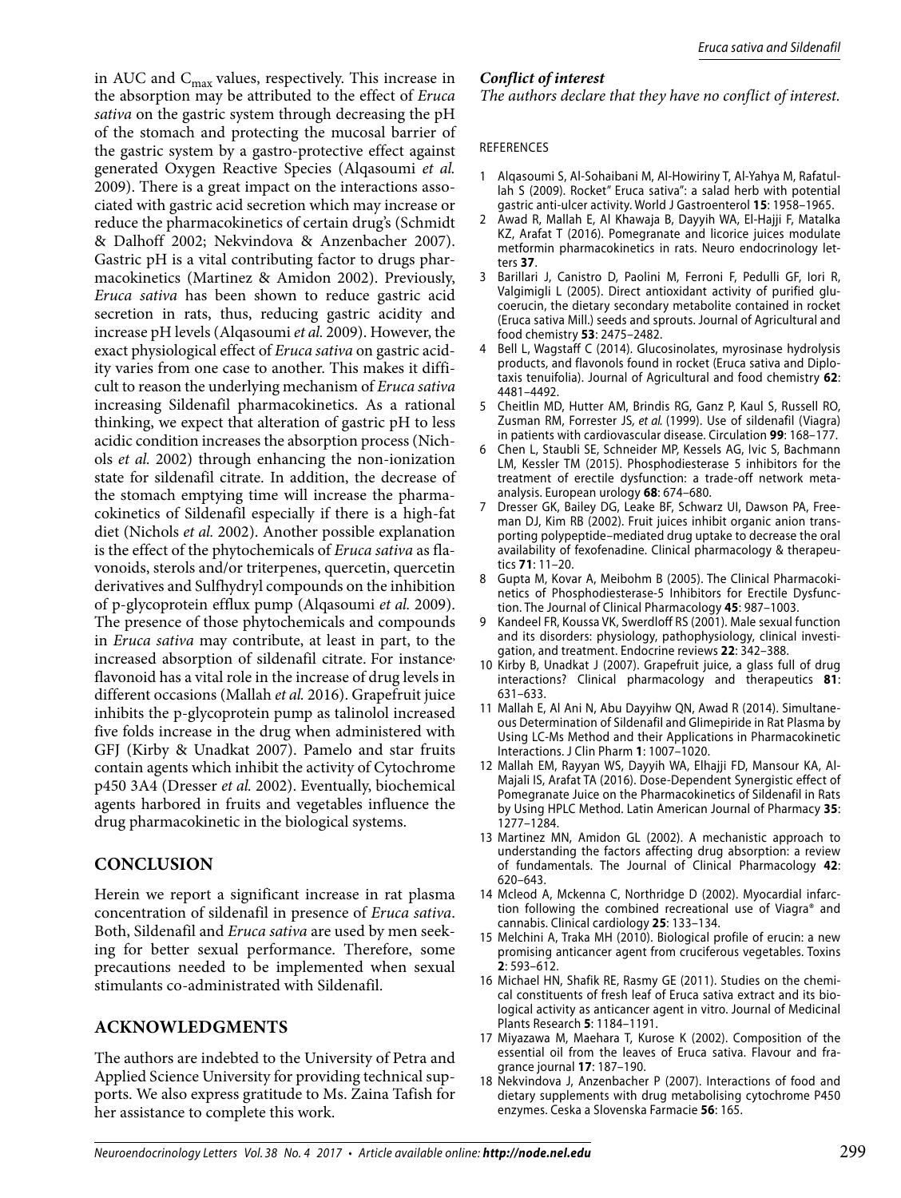in AUC and $C_{max}$ values, respectively. This increase in the absorption may be attributed to the effect of *Eruca sativa* on the gastric system through decreasing the pH of the stomach and protecting the mucosal barrier of the gastric system by a gastro-protective effect against generated Oxygen Reactive Species (Alqasoumi *et al.* 2009). There is a great impact on the interactions associated with gastric acid secretion which may increase or reduce the pharmacokinetics of certain drug's (Schmidt & Dalhoff 2002; Nekvindova & Anzenbacher 2007). Gastric pH is a vital contributing factor to drugs pharmacokinetics (Martinez & Amidon 2002). Previously, *Eruca sativa* has been shown to reduce gastric acid secretion in rats, thus, reducing gastric acidity and increase pH levels (Alqasoumi *et al.* 2009). However, the exact physiological effect of *Eruca sativa* on gastric acidity varies from one case to another. This makes it difficult to reason the underlying mechanism of *Eruca sativa* increasing Sildenafil pharmacokinetics. As a rational thinking, we expect that alteration of gastric pH to less acidic condition increases the absorption process (Nichols *et al.* 2002) through enhancing the non-ionization state for sildenafil citrate. In addition, the decrease of the stomach emptying time will increase the pharmacokinetics of Sildenafil especially if there is a high-fat diet (Nichols *et al.* 2002). Another possible explanation is the effect of the phytochemicals of *Eruca sativa* as flavonoids, sterols and/or triterpenes, quercetin, quercetin derivatives and Sulfhydryl compounds on the inhibition of p-glycoprotein efflux pump (Alqasoumi *et al.* 2009). The presence of those phytochemicals and compounds in *Eruca sativa* may contribute, at least in part, to the increased absorption of sildenafil citrate. For instance, flavonoid has a vital role in the increase of drug levels in different occasions (Mallah *et al.* 2016). Grapefruit juice inhibits the p-glycoprotein pump as talinolol increased five folds increase in the drug when administered with GFJ (Kirby & Unadkat 2007). Pamelo and star fruits contain agents which inhibit the activity of Cytochrome p450 3A4 (Dresser *et al.* 2002). Eventually, biochemical agents harbored in fruits and vegetables influence the drug pharmacokinetic in the biological systems.

## CONCLUSION

Herein we report a significant increase in rat plasma concentration of sildenafil in presence of *Eruca sativa*. Both, Sildenafil and *Eruca sativa* are used by men seeking for better sexual performance. Therefore, some precautions needed to be implemented when sexual stimulants co-administrated with Sildenafil.

## ACKNOWLEDGMENTS

The authors are indebted to the University of Petra and Applied Science University for providing technical supports. We also express gratitude to Ms. Zaina Tafish for her assistance to complete this work.

### *Conflict of interest*

*The authors declare that they have no conflict of interest.*

REFERENCES

1. Alqasoumi S, Al-Sohaibani M, Al-Howiriny T, Al-Yahya M, Rafatullah S (2009). Rocket" Eruca sativa": a salad herb with potential gastric anti-ulcer activity. World J Gastroenterol **15**: 1958–1965.
2. Awad R, Mallah E, Al Khawaja B, Dayyih WA, El-Hajji F, Matalka KZ, Arafat T (2016). Pomegranate and licorice juices modulate metformin pharmacokinetics in rats. Neuro endocrinology letters **37**.
3. Barillari J, Canistro D, Paolini M, Ferroni F, Pedulli GF, Iori R, Valgimigli L (2005). Direct antioxidant activity of purified glucoerucin, the dietary secondary metabolite contained in rocket (Eruca sativa Mill.) seeds and sprouts. Journal of Agricultural and food chemistry **53**: 2475–2482.
4. Bell L, Wagstaff C (2014). Glucosinolates, myrosinase hydrolysis products, and flavonols found in rocket (Eruca sativa and Diplotaxis tenuifolia). Journal of Agricultural and food chemistry **62**: 4481–4492.
5. Cheitlin MD, Hutter AM, Brindis RG, Ganz P, Kaul S, Russell RO, Zusman RM, Forrester JS, *et al.* (1999). Use of sildenafil (Viagra) in patients with cardiovascular disease. Circulation **99**: 168–177.
6. Chen L, Staubli SE, Schneider MP, Kessels AG, Ivic S, Bachmann LM, Kessler TM (2015). Phosphodiesterase 5 inhibitors for the treatment of erectile dysfunction: a trade-off network meta-analysis. European urology **68**: 674–680.
7. Dresser GK, Bailey DG, Leake BF, Schwarz UI, Dawson PA, Freeman DJ, Kim RB (2002). Fruit juices inhibit organic anion transporting polypeptide–mediated drug uptake to decrease the oral availability of fexofenadine. Clinical pharmacology & therapeutics **71**: 11–20.
8. Gupta M, Kovar A, Meibohm B (2005). The Clinical Pharmacokinetics of Phosphodiesterase-5 Inhibitors for Erectile Dysfunction. The Journal of Clinical Pharmacology **45**: 987–1003.
9. Kandeel FR, Koussa VK, Swerdloff RS (2001). Male sexual function and its disorders: physiology, pathophysiology, clinical investigation, and treatment. Endocrine reviews **22**: 342–388.
10. Kirby B, Unadkat J (2007). Grapefruit juice, a glass full of drug interactions? Clinical pharmacology and therapeutics **81**: 631–633.
11. Mallah E, Al Ani N, Abu Dayyihw QN, Awad R (2014). Simultaneous Determination of Sildenafil and Glimepiride in Rat Plasma by Using LC-Ms Method and their Applications in Pharmacokinetic Interactions. J Clin Pharm **1**: 1007–1020.
12. Mallah EM, Rayyan WS, Dayyih WA, Elhajji FD, Mansour KA, Al-Majali IS, Arafat TA (2016). Dose-Dependent Synergistic effect of Pomegranate Juice on the Pharmacokinetics of Sildenafil in Rats by Using HPLC Method. Latin American Journal of Pharmacy **35**: 1277–1284.
13. Martinez MN, Amidon GL (2002). A mechanistic approach to understanding the factors affecting drug absorption: a review of fundamentals. The Journal of Clinical Pharmacology **42**: 620–643.
14. Mcleod A, Mckenna C, Northridge D (2002). Myocardial infarction following the combined recreational use of Viagra® and cannabis. Clinical cardiology **25**: 133–134.
15. Melchini A, Traka MH (2010). Biological profile of erucin: a new promising anticancer agent from cruciferous vegetables. Toxins **2**: 593–612.
16. Michael HN, Shafik RE, Rasmy GE (2011). Studies on the chemical constituents of fresh leaf of Eruca sativa extract and its biological activity as anticancer agent in vitro. Journal of Medicinal Plants Research **5**: 1184–1191.
17. Miyazawa M, Maehara T, Kurose K (2002). Composition of the essential oil from the leaves of Eruca sativa. Flavour and fragrance journal **17**: 187–190.
18. Nekvindova J, Anzenbacher P (2007). Interactions of food and dietary supplements with drug metabolising cytochrome P450 enzymes. Ceska a Slovenska Farmacie **56**: 165.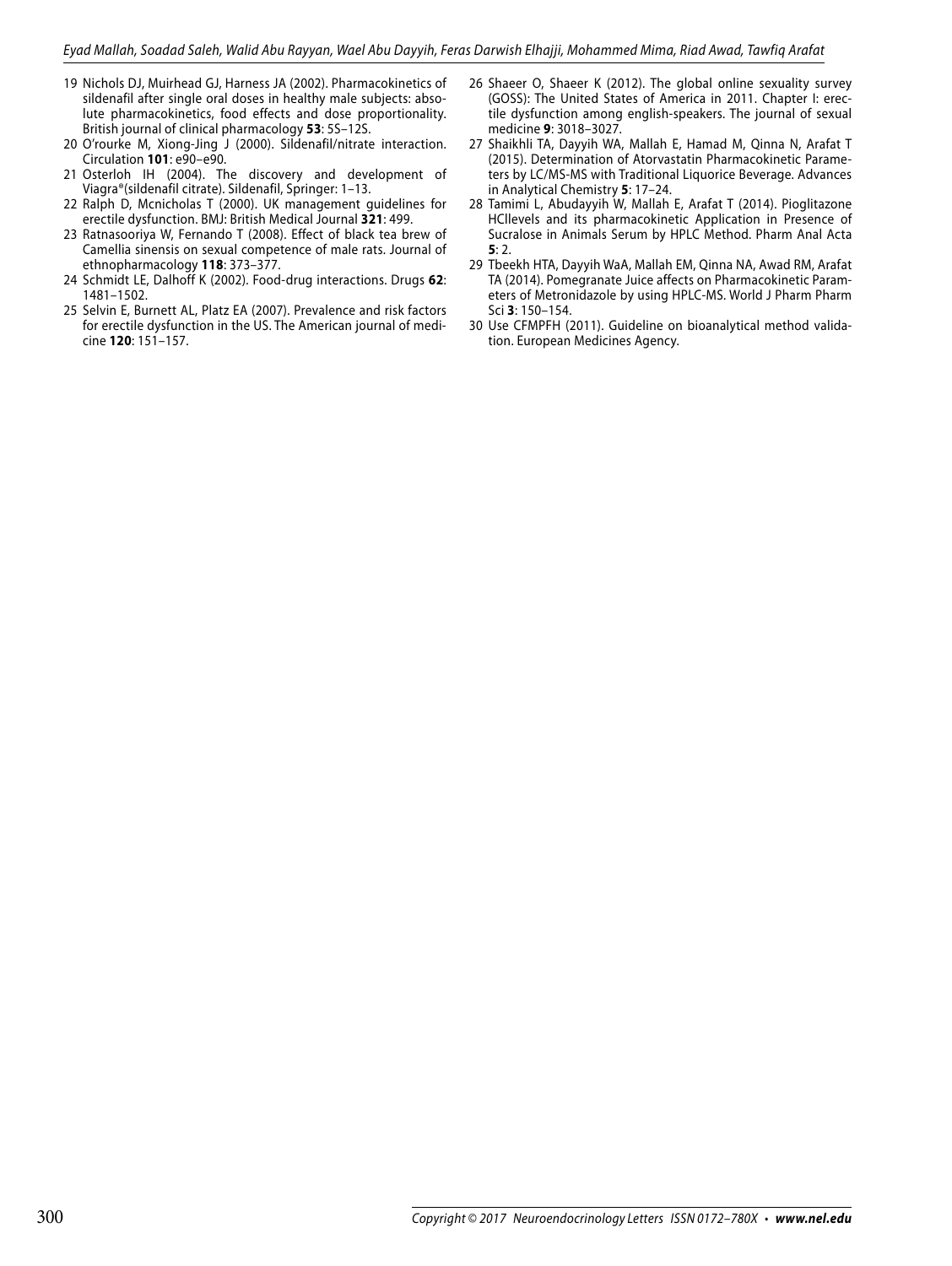19 Nichols DJ, Muirhead GJ, Harness JA (2002). Pharmacokinetics of sildenafil after single oral doses in healthy male subjects: absolute pharmacokinetics, food effects and dose proportionality. British journal of clinical pharmacology **53**: 5S–12S.

20 O'rourke M, Xiong-Jing J (2000). Sildenafil/nitrate interaction. Circulation **101**: e90–e90.

21 Osterloh IH (2004). The discovery and development of Viagra®(sildenafil citrate). Sildenafil, Springer: 1–13.

22 Ralph D, Mcnicholas T (2000). UK management guidelines for erectile dysfunction. BMJ: British Medical Journal **321**: 499.

23 Ratnasooriya W, Fernando T (2008). Effect of black tea brew of Camellia sinensis on sexual competence of male rats. Journal of ethnopharmacology **118**: 373–377.

24 Schmidt LE, Dalhoff K (2002). Food-drug interactions. Drugs **62**: 1481–1502.

25 Selvin E, Burnett AL, Platz EA (2007). Prevalence and risk factors for erectile dysfunction in the US. The American journal of medicine **120**: 151–157.

26 Shaeer O, Shaeer K (2012). The global online sexuality survey (GOSS): The United States of America in 2011. Chapter I: erectile dysfunction among english-speakers. The journal of sexual medicine **9**: 3018–3027.

27 Shaikhli TA, Dayyih WA, Mallah E, Hamad M, Qinna N, Arafat T (2015). Determination of Atorvastatin Pharmacokinetic Parameters by LC/MS-MS with Traditional Liquorice Beverage. Advances in Analytical Chemistry **5**: 17–24.

28 Tamimi L, Abudayyih W, Mallah E, Arafat T (2014). Pioglitazone HCllevels and its pharmacokinetic Application in Presence of Sucralose in Animals Serum by HPLC Method. Pharm Anal Acta **5**: 2.

29 Tbeekh HTA, Dayyih WaA, Mallah EM, Qinna NA, Awad RM, Arafat TA (2014). Pomegranate Juice affects on Pharmacokinetic Parameters of Metronidazole by using HPLC-MS. World J Pharm Pharm Sci **3**: 150–154.

30 Use CFMPFH (2011). Guideline on bioanalytical method validation. European Medicines Agency.